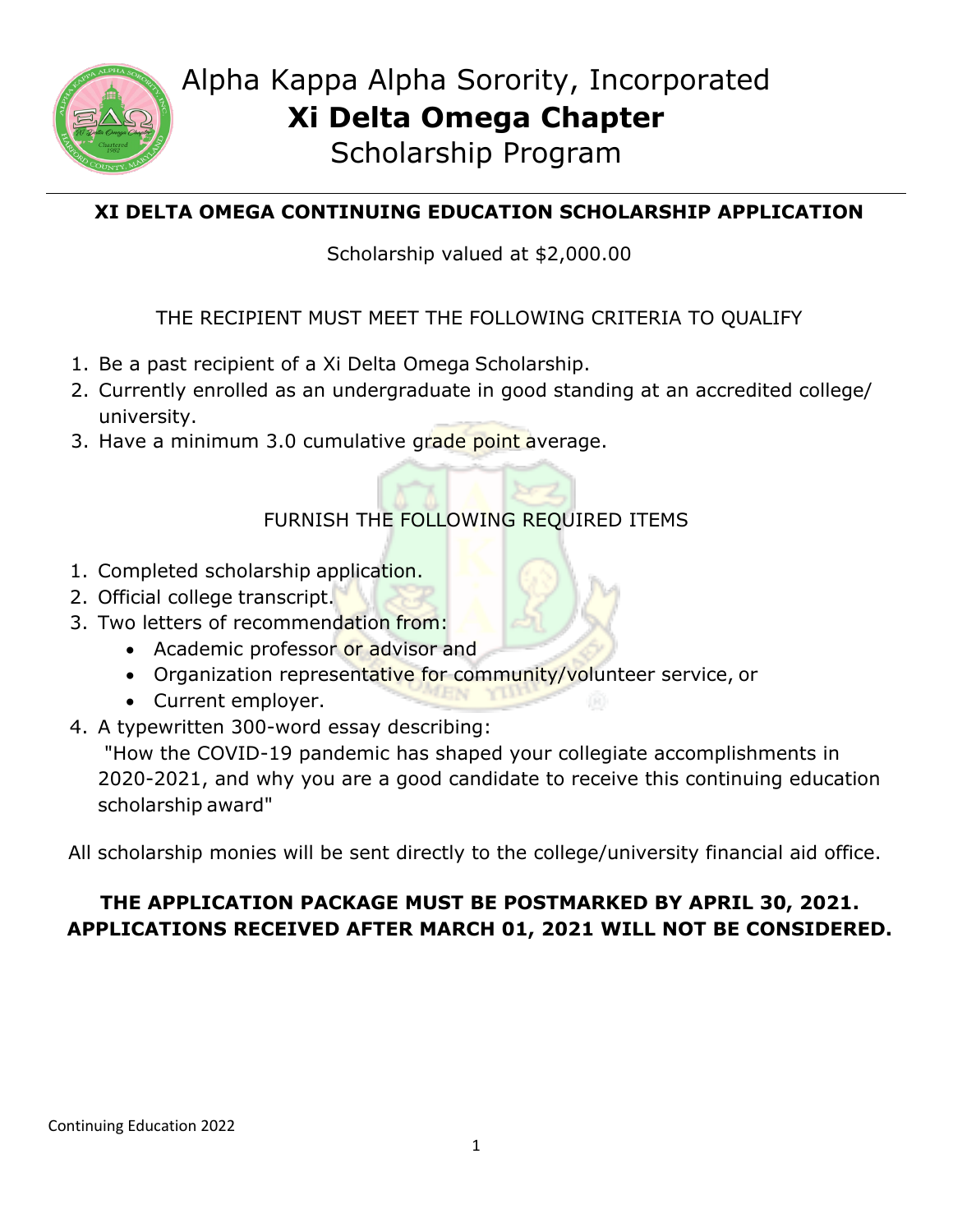# Alpha Kappa Alpha Sorority, Incorporated
# **Xi Delta Omega Chapter**
## Scholarship Program

---

**XI DELTA OMEGA CONTINUING EDUCATION SCHOLARSHIP APPLICATION**

Scholarship valued at $2,000.00

THE RECIPIENT MUST MEET THE FOLLOWING CRITERIA TO QUALIFY

1. Be a past recipient of a Xi Delta Omega Scholarship.
2. Currently enrolled as an undergraduate in good standing at an accredited college/ university.
3. Have a minimum 3.0 cumulative grade point average.

FURNISH THE FOLLOWING REQUIRED ITEMS

1. Completed scholarship application.
2. Official college transcript.
3. Two letters of recommendation from:
   - Academic professor or advisor and
   - Organization representative for community/volunteer service, or
   - Current employer.
4. A typewritten 300-word essay describing:
   "How the COVID-19 pandemic has shaped your collegiate accomplishments in 2020-2021, and why you are a good candidate to receive this continuing education scholarship award"

All scholarship monies will be sent directly to the college/university financial aid office.

**THE APPLICATION PACKAGE MUST BE POSTMARKED BY APRIL 30, 2021.**
**APPLICATIONS RECEIVED AFTER MARCH 01, 2021 WILL NOT BE CONSIDERED.**

Continuing Education 2022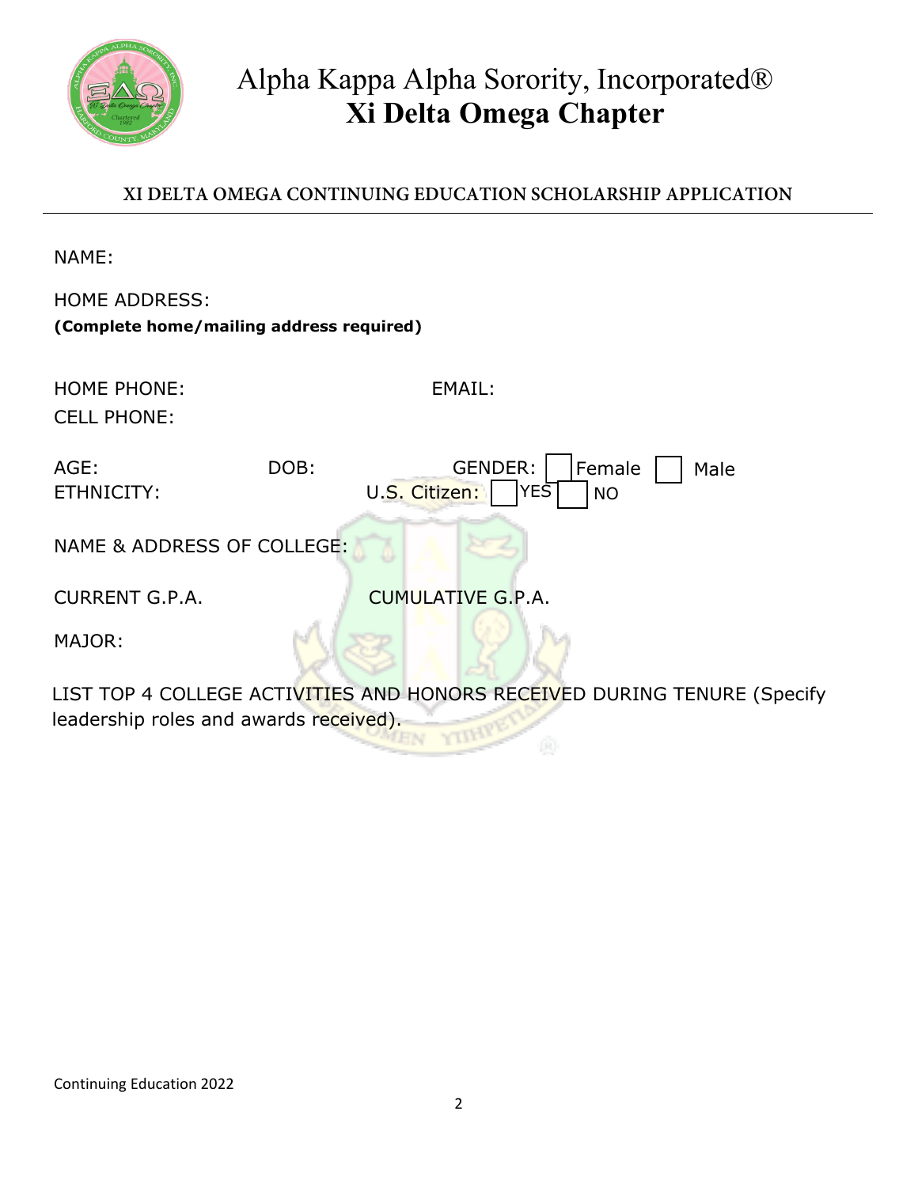# Alpha Kappa Alpha Sorority, Incorporated®
# **Xi Delta Omega Chapter**

## XI DELTA OMEGA CONTINUING EDUCATION SCHOLARSHIP APPLICATION

NAME:

HOME ADDRESS:
**(Complete home/mailing address required)**

HOME PHONE: EMAIL:

CELL PHONE:

AGE: DOB: GENDER: ☐ Female ☐ Male

ETHNICITY: U.S. Citizen: ☐ YES ☐ NO

NAME & ADDRESS OF COLLEGE:

CURRENT G.P.A. CUMULATIVE G.P.A.

MAJOR:

LIST TOP 4 COLLEGE ACTIVITIES AND HONORS RECEIVED DURING TENURE (Specify leadership roles and awards received).

Continuing Education 2022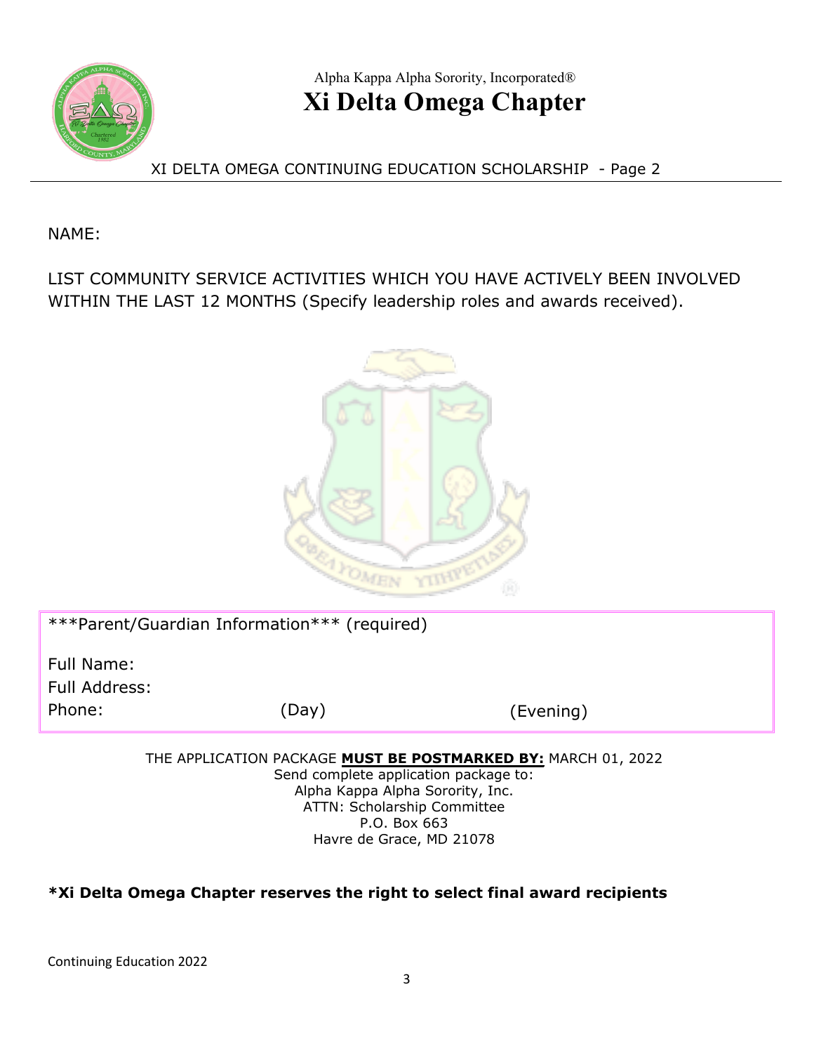Alpha Kappa Alpha Sorority, Incorporated®

# Xi Delta Omega Chapter

XI DELTA OMEGA CONTINUING EDUCATION SCHOLARSHIP - Page 2

NAME:

LIST COMMUNITY SERVICE ACTIVITIES WHICH YOU HAVE ACTIVELY BEEN INVOLVED WITHIN THE LAST 12 MONTHS (Specify leadership roles and awards received).

***Parent/Guardian Information*** (required)

Full Name:
Full Address:
Phone: (Day) (Evening)

THE APPLICATION PACKAGE **MUST BE POSTMARKED BY:** MARCH 01, 2022
Send complete application package to:
Alpha Kappa Alpha Sorority, Inc.
ATTN: Scholarship Committee
P.O. Box 663
Havre de Grace, MD 21078

***Xi Delta Omega Chapter reserves the right to select final award recipients**

Continuing Education 2022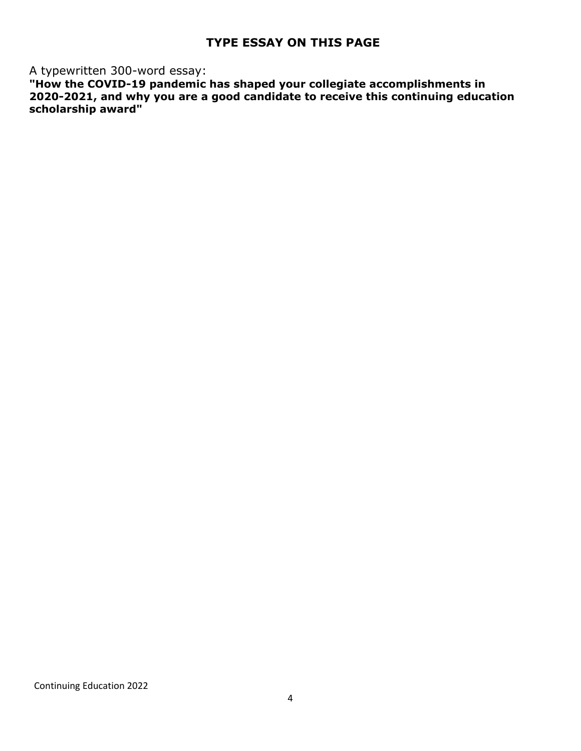## TYPE ESSAY ON THIS PAGE

A typewritten 300-word essay:

**"How the COVID-19 pandemic has shaped your collegiate accomplishments in 2020-2021, and why you are a good candidate to receive this continuing education scholarship award"**